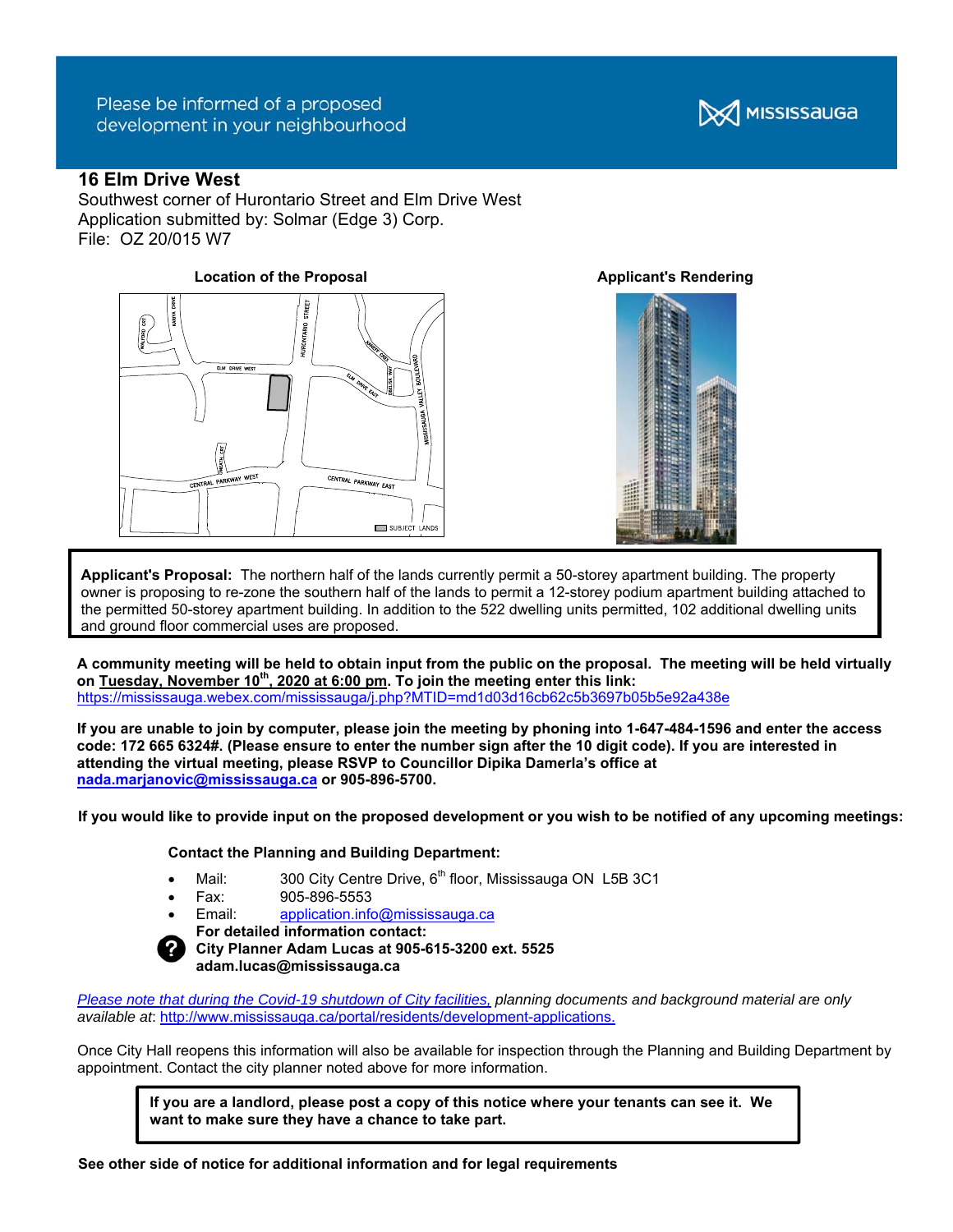Please be informed of a proposed development in your neighbourhood

MISSISSAUGA

## 16 Elm Drive West

Southwest corner of Hurontario Street and Elm Drive West
Application submitted by: Solmar (Edge 3) Corp.
File: OZ 20/015 W7

**Location of the Proposal**

**Applicant's Rendering**

**Applicant's Proposal:** The northern half of the lands currently permit a 50-storey apartment building. The property owner is proposing to re-zone the southern half of the lands to permit a 12-storey podium apartment building attached to the permitted 50-storey apartment building. In addition to the 522 dwelling units permitted, 102 additional dwelling units and ground floor commercial uses are proposed.

**A community meeting will be held to obtain input from the public on the proposal. The meeting will be held virtually on Tuesday, November 10th, 2020 at 6:00 pm. To join the meeting enter this link:**
https://mississauga.webex.com/mississauga/j.php?MTID=md1d03d16cb62c5b3697b05b5e92a438e

**If you are unable to join by computer, please join the meeting by phoning into 1-647-484-1596 and enter the access code: 172 665 6324#. (Please ensure to enter the number sign after the 10 digit code). If you are interested in attending the virtual meeting, please RSVP to Councillor Dipika Damerla's office at nada.marjanovic@mississauga.ca or 905-896-5700.**

**If you would like to provide input on the proposed development or you wish to be notified of any upcoming meetings:**

**Contact the Planning and Building Department:**

- Mail: 300 City Centre Drive, 6th floor, Mississauga ON L5B 3C1
- Fax: 905-896-5553
- Email: application.info@mississauga.ca

**For detailed information contact:**
**City Planner Adam Lucas at 905-615-3200 ext. 5525**
**adam.lucas@mississauga.ca**

*Please note that during the Covid-19 shutdown of City facilities, planning documents and background material are only available at*: http://www.mississauga.ca/portal/residents/development-applications.

Once City Hall reopens this information will also be available for inspection through the Planning and Building Department by appointment. Contact the city planner noted above for more information.

**If you are a landlord, please post a copy of this notice where your tenants can see it. We want to make sure they have a chance to take part.**

**See other side of notice for additional information and for legal requirements**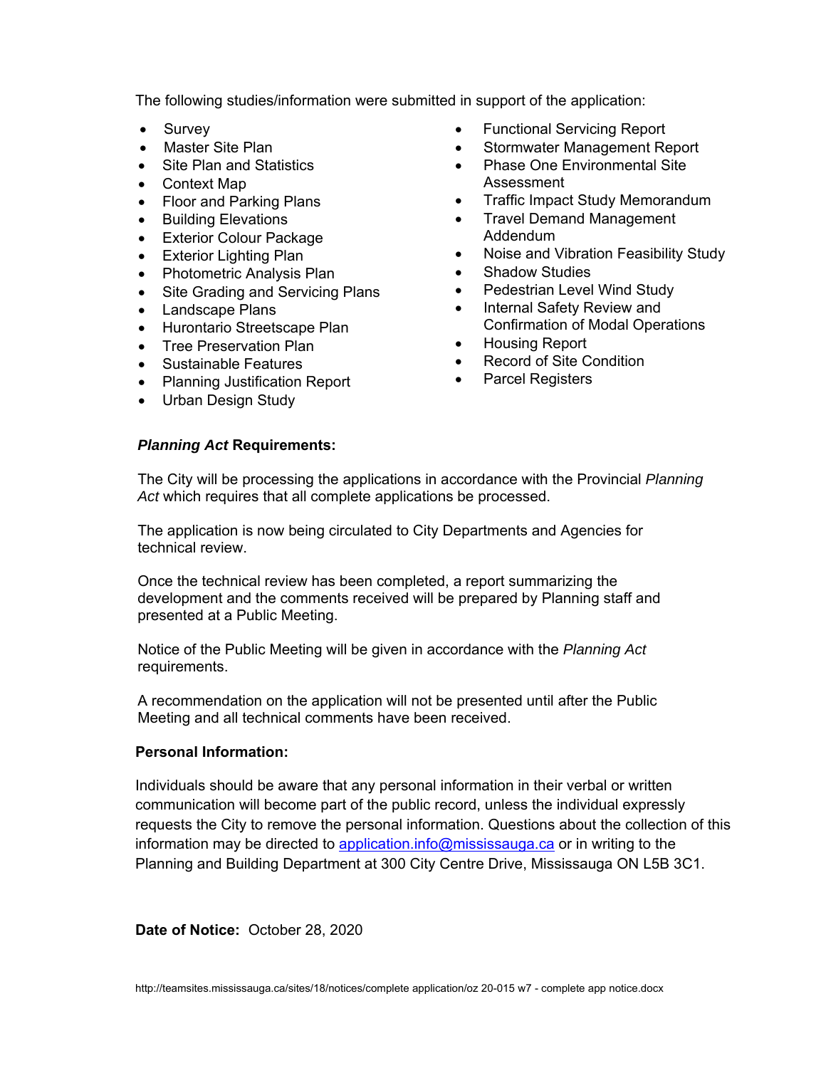The following studies/information were submitted in support of the application:

- Survey
- Master Site Plan
- Site Plan and Statistics
- Context Map
- Floor and Parking Plans
- Building Elevations
- Exterior Colour Package
- Exterior Lighting Plan
- Photometric Analysis Plan
- Site Grading and Servicing Plans
- Landscape Plans
- Hurontario Streetscape Plan
- Tree Preservation Plan
- Sustainable Features
- Planning Justification Report
- Urban Design Study
- Functional Servicing Report
- Stormwater Management Report
- Phase One Environmental Site Assessment
- Traffic Impact Study Memorandum
- Travel Demand Management Addendum
- Noise and Vibration Feasibility Study
- Shadow Studies
- Pedestrian Level Wind Study
- Internal Safety Review and Confirmation of Modal Operations
- Housing Report
- Record of Site Condition
- Parcel Registers

**_Planning Act_ Requirements:**

The City will be processing the applications in accordance with the Provincial *Planning Act* which requires that all complete applications be processed.

The application is now being circulated to City Departments and Agencies for technical review.

Once the technical review has been completed, a report summarizing the development and the comments received will be prepared by Planning staff and presented at a Public Meeting.

Notice of the Public Meeting will be given in accordance with the *Planning Act* requirements.

A recommendation on the application will not be presented until after the Public Meeting and all technical comments have been received.

**Personal Information:**

Individuals should be aware that any personal information in their verbal or written communication will become part of the public record, unless the individual expressly requests the City to remove the personal information. Questions about the collection of this information may be directed to application.info@mississauga.ca or in writing to the Planning and Building Department at 300 City Centre Drive, Mississauga ON L5B 3C1.

**Date of Notice:** October 28, 2020